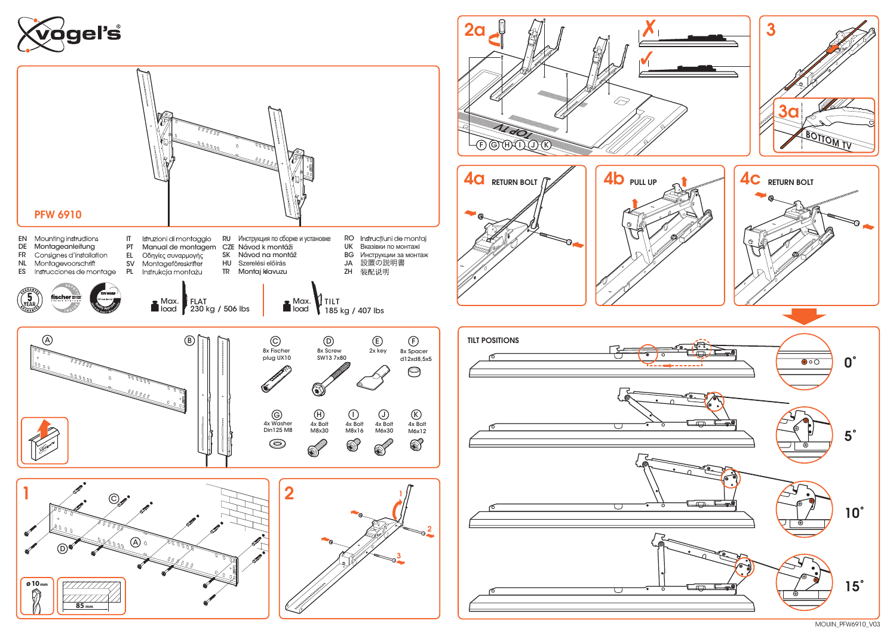vogel's

## PFW 6910

| | | | | | | | |
|---|---|---|---|---|---|---|---|
| EN | Mounting instructions | IT | Istruzioni di montaggio | RU | Инструкция по сборке и установке | RO | Instrucțiuni de montaj |
| DE | Montageanleitung | PT | Manual de montagem | CZE | Návod k montáži | UK | Вказівки по монтажі |
| FR | Consignes d'installation | EL | Οδηγίες συναρμογής | SK | Návod na montáž | BG | Инструкции за монтаж |
| NL | Montagevoorschrift | SV | Montageföreskrifter | HU | Szerelési előírás | JA | 設置の説明書 |
| ES | Instrucciones de montage | PL | Instrukcja montażu | TR | Montaj klavuzu | ZH | 装配说明 |

5 YEAR GUARANTEE · fischer · TÜV NORD

Max. load — FLAT 230 kg / 506 lbs

Max. load — TILT 185 kg / 407 lbs

A

B

C — 8x Fischer plug UX10

D — 8x Screw SW13 7x80

E — 2x key

F — 8x Spacer d12xd8,5x5

G — 4x Washer Din125 M8

H — 4x Bolt M8x30

I — 4x Bolt M8x16

J — 4x Bolt M6x30

K — 4x Bolt M6x12

1

ø 10 mm

85 mm

2

2a

F G H I J K

TOP TV

3

3a

BOTTOM TV

4a RETURN BOLT

4b PULL UP

4c RETURN BOLT

TILT POSITIONS

0°

5°

10°

15°

MOUIN_PFW6910_V03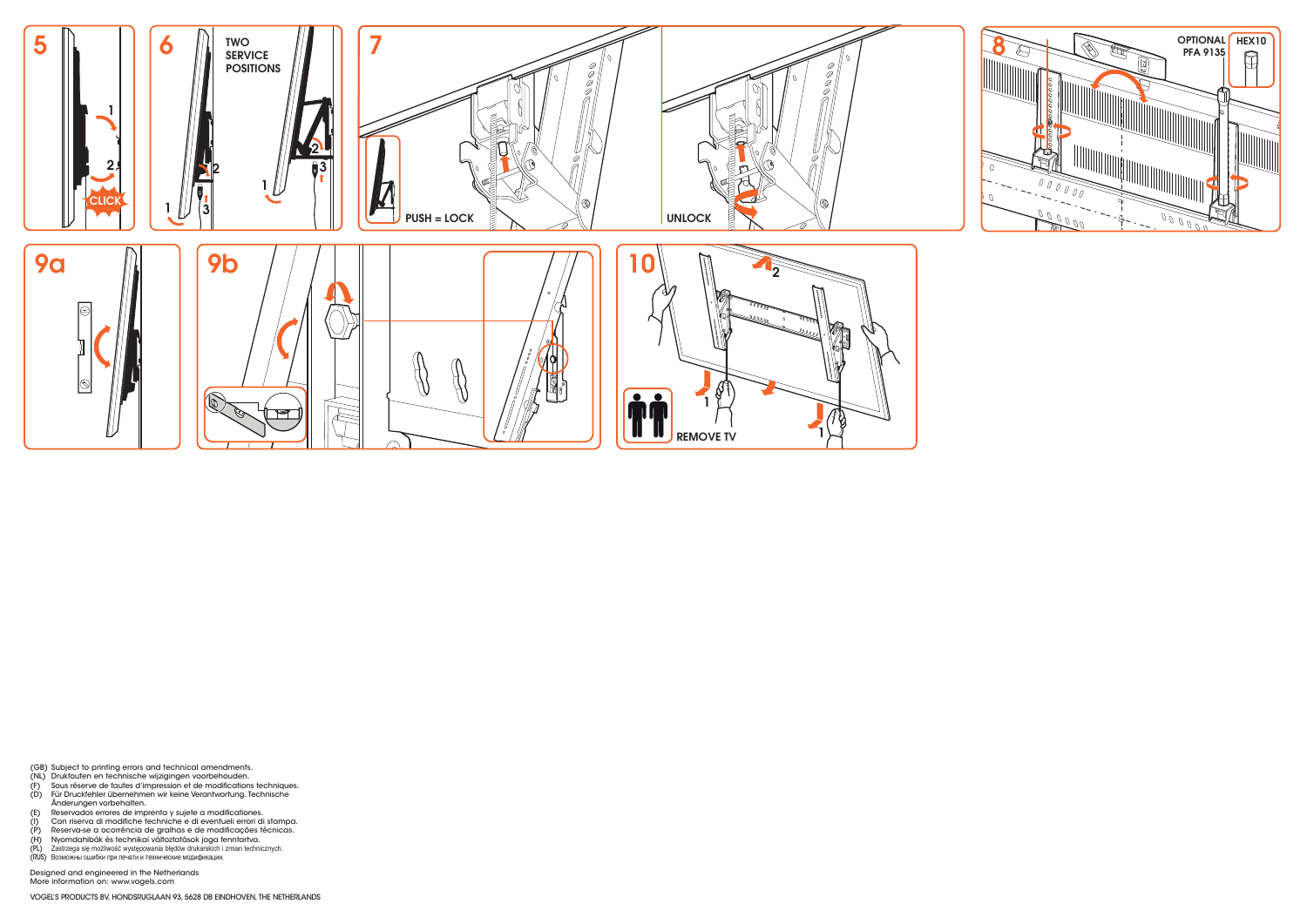5

1

2

CLICK

6

TWO SERVICE POSITIONS

1

2

3

1

2

3

7

PUSH = LOCK

UNLOCK

8

OPTIONAL PFA 9135

HEX10

9a

9b

10

2

1

1

REMOVE TV

(GB) Subject to printing errors and technical amendments.
(NL) Drukfouten en technische wijzigingen voorbehouden.
(F) Sous réserve de fautes d'impression et de modifications techniques.
(D) Für Druckfehler übernehmen wir keine Verantwortung. Technische Änderungen vorbehalten.
(E) Reservados errores de imprenta y sujete a modificaciones.
(I) Con riserva di modifiche tecniche e di eventueli errori di stampa.
(P) Reserva-se a ocorrência de gralhas e de modificações técnicas.
(H) Nyomdahibák és technikai változtatások joga fenntartva.
(PL) Zastrzega się możliwość występowania błędów drukarskich i zmian technicznych.
(RUS) Возможны ошибки при печати и технические модификации.

Designed and engineered in the Netherlands
More information on: www.vogels.com

VOGEL'S PRODUCTS BV, HONDSRUGLAAN 93, 5628 DB EINDHOVEN, THE NETHERLANDS